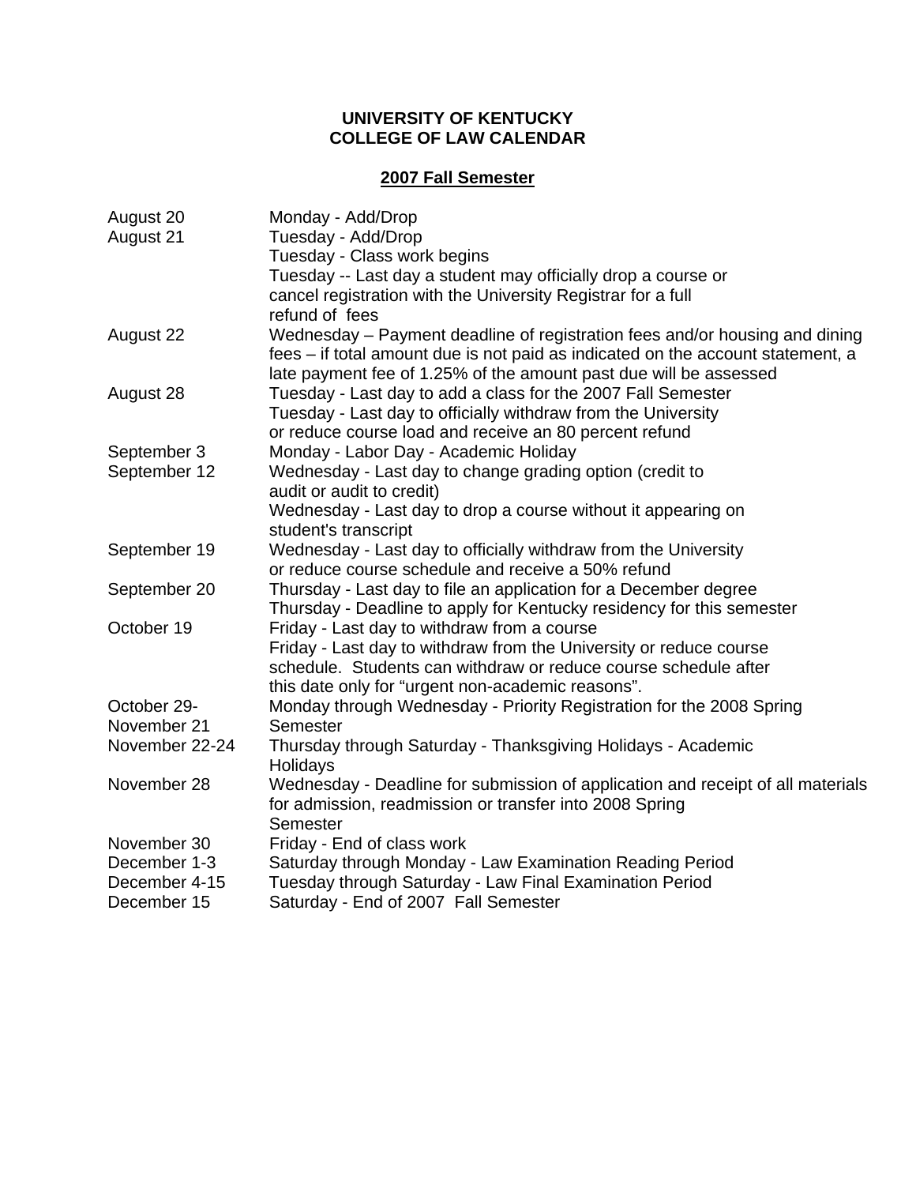**UNIVERSITY OF KENTUCKY**
**COLLEGE OF LAW CALENDAR**

**2007 Fall Semester**

| | |
|---|---|
| August 20 | Monday - Add/Drop |
| August 21 | Tuesday - Add/Drop<br>Tuesday - Class work begins<br>Tuesday -- Last day a student may officially drop a course or cancel registration with the University Registrar for a full refund of fees |
| August 22 | Wednesday – Payment deadline of registration fees and/or housing and dining fees – if total amount due is not paid as indicated on the account statement, a late payment fee of 1.25% of the amount past due will be assessed |
| August 28 | Tuesday - Last day to add a class for the 2007 Fall Semester<br>Tuesday - Last day to officially withdraw from the University or reduce course load and receive an 80 percent refund |
| September 3 | Monday - Labor Day - Academic Holiday |
| September 12 | Wednesday - Last day to change grading option (credit to audit or audit to credit)<br>Wednesday - Last day to drop a course without it appearing on student's transcript |
| September 19 | Wednesday - Last day to officially withdraw from the University or reduce course schedule and receive a 50% refund |
| September 20 | Thursday - Last day to file an application for a December degree<br>Thursday - Deadline to apply for Kentucky residency for this semester |
| October 19 | Friday - Last day to withdraw from a course<br>Friday - Last day to withdraw from the University or reduce course schedule. Students can withdraw or reduce course schedule after this date only for "urgent non-academic reasons". |
| October 29-November 21 | Monday through Wednesday - Priority Registration for the 2008 Spring Semester |
| November 22-24 | Thursday through Saturday - Thanksgiving Holidays - Academic Holidays |
| November 28 | Wednesday - Deadline for submission of application and receipt of all materials for admission, readmission or transfer into 2008 Spring Semester |
| November 30 | Friday - End of class work |
| December 1-3 | Saturday through Monday - Law Examination Reading Period |
| December 4-15 | Tuesday through Saturday - Law Final Examination Period |
| December 15 | Saturday - End of 2007 Fall Semester |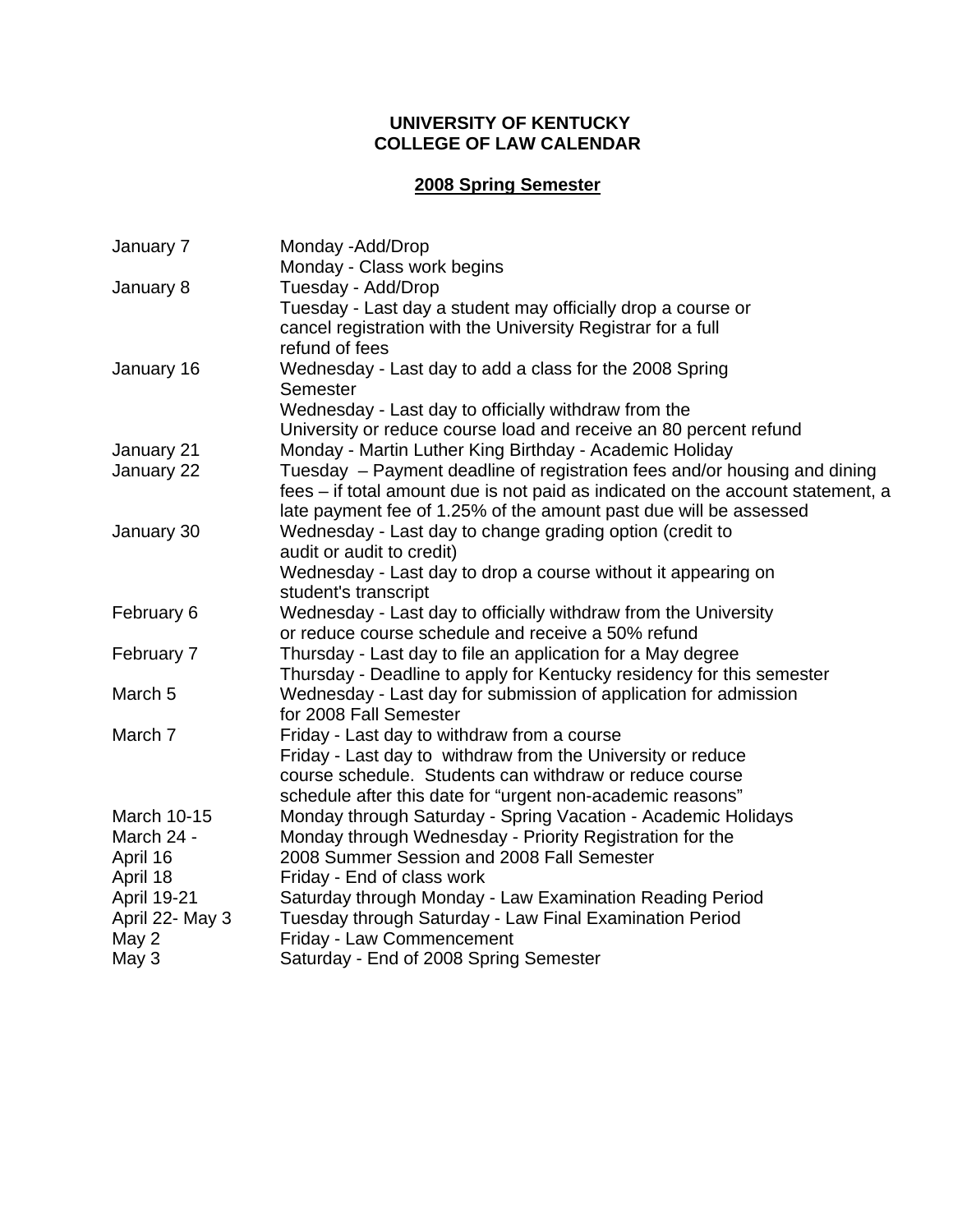**UNIVERSITY OF KENTUCKY**
**COLLEGE OF LAW CALENDAR**

**2008 Spring Semester**

| | |
|---|---|
| January 7 | Monday -Add/Drop<br>Monday - Class work begins |
| January 8 | Tuesday - Add/Drop<br>Tuesday - Last day a student may officially drop a course or cancel registration with the University Registrar for a full refund of fees |
| January 16 | Wednesday - Last day to add a class for the 2008 Spring Semester<br>Wednesday - Last day to officially withdraw from the University or reduce course load and receive an 80 percent refund |
| January 21 | Monday - Martin Luther King Birthday - Academic Holiday |
| January 22 | Tuesday – Payment deadline of registration fees and/or housing and dining fees – if total amount due is not paid as indicated on the account statement, a late payment fee of 1.25% of the amount past due will be assessed |
| January 30 | Wednesday - Last day to change grading option (credit to audit or audit to credit)<br>Wednesday - Last day to drop a course without it appearing on student's transcript |
| February 6 | Wednesday - Last day to officially withdraw from the University or reduce course schedule and receive a 50% refund |
| February 7 | Thursday - Last day to file an application for a May degree<br>Thursday - Deadline to apply for Kentucky residency for this semester |
| March 5 | Wednesday - Last day for submission of application for admission for 2008 Fall Semester |
| March 7 | Friday - Last day to withdraw from a course<br>Friday - Last day to withdraw from the University or reduce course schedule. Students can withdraw or reduce course schedule after this date for "urgent non-academic reasons" |
| March 10-15 | Monday through Saturday - Spring Vacation - Academic Holidays |
| March 24 - April 16 | Monday through Wednesday - Priority Registration for the 2008 Summer Session and 2008 Fall Semester |
| April 18 | Friday - End of class work |
| April 19-21 | Saturday through Monday - Law Examination Reading Period |
| April 22- May 3 | Tuesday through Saturday - Law Final Examination Period |
| May 2 | Friday - Law Commencement |
| May 3 | Saturday - End of 2008 Spring Semester |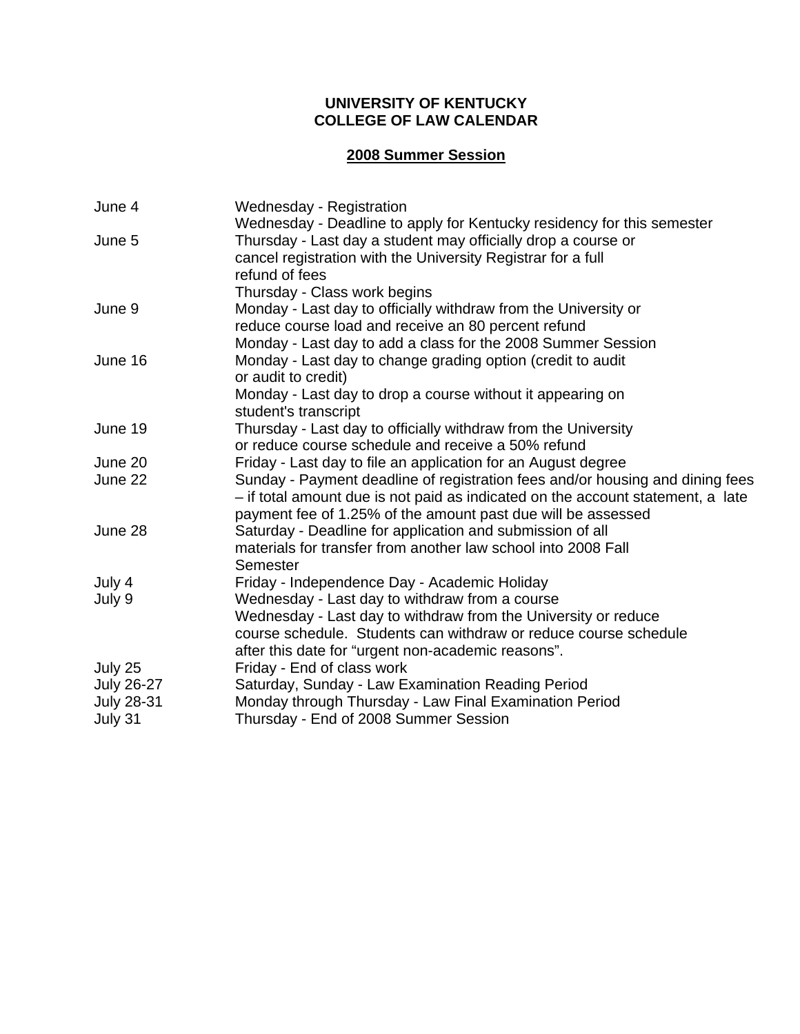**UNIVERSITY OF KENTUCKY**
**COLLEGE OF LAW CALENDAR**

**2008 Summer Session**

| | |
|---|---|
| June 4 | Wednesday - Registration<br>Wednesday - Deadline to apply for Kentucky residency for this semester |
| June 5 | Thursday - Last day a student may officially drop a course or cancel registration with the University Registrar for a full refund of fees<br>Thursday - Class work begins |
| June 9 | Monday - Last day to officially withdraw from the University or reduce course load and receive an 80 percent refund<br>Monday - Last day to add a class for the 2008 Summer Session |
| June 16 | Monday - Last day to change grading option (credit to audit or audit to credit)<br>Monday - Last day to drop a course without it appearing on student's transcript |
| June 19 | Thursday - Last day to officially withdraw from the University or reduce course schedule and receive a 50% refund |
| June 20 | Friday - Last day to file an application for an August degree |
| June 22 | Sunday - Payment deadline of registration fees and/or housing and dining fees – if total amount due is not paid as indicated on the account statement, a late payment fee of 1.25% of the amount past due will be assessed |
| June 28 | Saturday - Deadline for application and submission of all materials for transfer from another law school into 2008 Fall Semester |
| July 4 | Friday - Independence Day - Academic Holiday |
| July 9 | Wednesday - Last day to withdraw from a course<br>Wednesday - Last day to withdraw from the University or reduce course schedule. Students can withdraw or reduce course schedule after this date for "urgent non-academic reasons". |
| July 25 | Friday - End of class work |
| July 26-27 | Saturday, Sunday - Law Examination Reading Period |
| July 28-31 | Monday through Thursday - Law Final Examination Period |
| July 31 | Thursday - End of 2008 Summer Session |